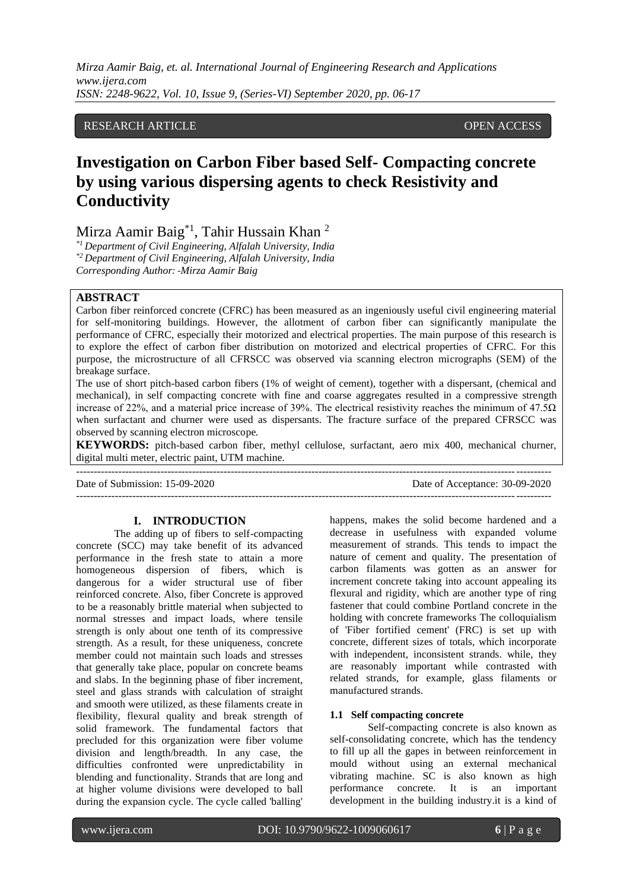RESEARCH ARTICLE OPEN ACCESS

# Investigation on Carbon Fiber based Self- Compacting concrete by using various dispersing agents to check Resistivity and Conductivity

Mirza Aamir Baig[*1], Tahir Hussain Khan [2]

*[*1] Department of Civil Engineering, Alfalah University, India*
*[*2] Department of Civil Engineering, Alfalah University, India*
*Corresponding Author: -Mirza Aamir Baig*

## ABSTRACT

Carbon fiber reinforced concrete (CFRC) has been measured as an ingeniously useful civil engineering material for self-monitoring buildings. However, the allotment of carbon fiber can significantly manipulate the performance of CFRC, especially their motorized and electrical properties. The main purpose of this research is to explore the effect of carbon fiber distribution on motorized and electrical properties of CFRC. For this purpose, the microstructure of all CFRSCC was observed via scanning electron micrographs (SEM) of the breakage surface.

The use of short pitch-based carbon fibers (1% of weight of cement), together with a dispersant, (chemical and mechanical), in self compacting concrete with fine and coarse aggregates resulted in a compressive strength increase of 22%, and a material price increase of 39%. The electrical resistivity reaches the minimum of 47.5Ω when surfactant and churner were used as dispersants. The fracture surface of the prepared CFRSCC was observed by scanning electron microscope.

**KEYWORDS:** pitch-based carbon fiber, methyl cellulose, surfactant, aero mix 400, mechanical churner, digital multi meter, electric paint, UTM machine.

Date of Submission: 15-09-2020 Date of Acceptance: 30-09-2020

## I. INTRODUCTION

The adding up of fibers to self-compacting concrete (SCC) may take benefit of its advanced performance in the fresh state to attain a more homogeneous dispersion of fibers, which is dangerous for a wider structural use of fiber reinforced concrete. Also, fiber Concrete is approved to be a reasonably brittle material when subjected to normal stresses and impact loads, where tensile strength is only about one tenth of its compressive strength. As a result, for these uniqueness, concrete member could not maintain such loads and stresses that generally take place, popular on concrete beams and slabs. In the beginning phase of fiber increment, steel and glass strands with calculation of straight and smooth were utilized, as these filaments create in flexibility, flexural quality and break strength of solid framework. The fundamental factors that precluded for this organization were fiber volume division and length/breadth. In any case, the difficulties confronted were unpredictability in blending and functionality. Strands that are long and at higher volume divisions were developed to ball during the expansion cycle. The cycle called 'balling' happens, makes the solid become hardened and a decrease in usefulness with expanded volume measurement of strands. This tends to impact the nature of cement and quality. The presentation of carbon filaments was gotten as an answer for increment concrete taking into account appealing its flexural and rigidity, which are another type of ring fastener that could combine Portland concrete in the holding with concrete frameworks The colloquialism of 'Fiber fortified cement' (FRC) is set up with concrete, different sizes of totals, which incorporate with independent, inconsistent strands. while, they are reasonably important while contrasted with related strands, for example, glass filaments or manufactured strands.

### 1.1 Self compacting concrete

Self-compacting concrete is also known as self-consolidating concrete, which has the tendency to fill up all the gapes in between reinforcement in mould without using an external mechanical vibrating machine. SC is also known as high performance concrete. It is an important development in the building industry.it is a kind of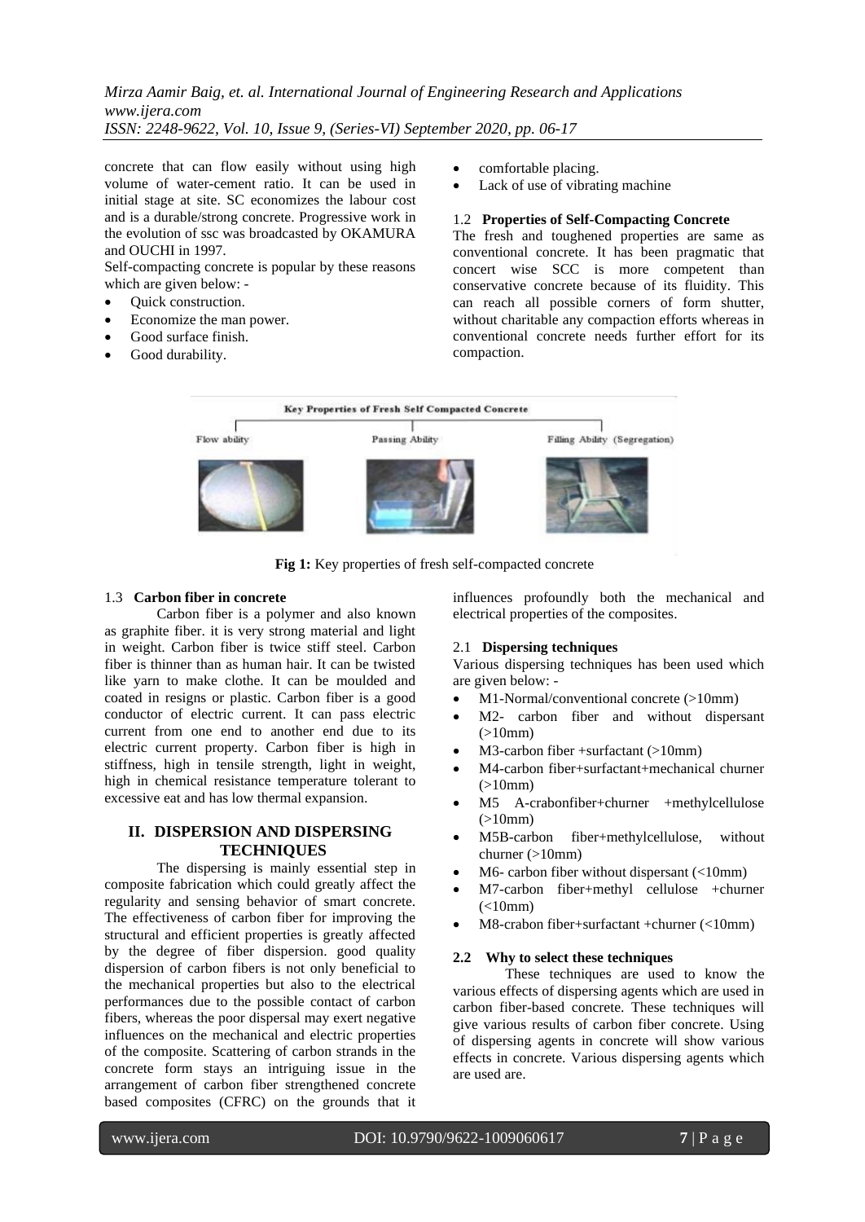concrete that can flow easily without using high volume of water-cement ratio. It can be used in initial stage at site. SC economizes the labour cost and is a durable/strong concrete. Progressive work in the evolution of ssc was broadcasted by OKAMURA and OUCHI in 1997.

Self-compacting concrete is popular by these reasons which are given below: -

- Quick construction.
- Economize the man power.
- Good surface finish.
- Good durability.
- comfortable placing.
- Lack of use of vibrating machine

### 1.2 Properties of Self-Compacting Concrete

The fresh and toughened properties are same as conventional concrete. It has been pragmatic that concert wise SCC is more competent than conservative concrete because of its fluidity. This can reach all possible corners of form shutter, without charitable any compaction efforts whereas in conventional concrete needs further effort for its compaction.

Key Properties of Fresh Self Compacted Concrete

Flow ability — Passing Ability — Filling Ability (Segregation)

**Fig 1:** Key properties of fresh self-compacted concrete

### 1.3 Carbon fiber in concrete

Carbon fiber is a polymer and also known as graphite fiber. it is very strong material and light in weight. Carbon fiber is twice stiff steel. Carbon fiber is thinner than as human hair. It can be twisted like yarn to make clothe. It can be moulded and coated in resigns or plastic. Carbon fiber is a good conductor of electric current. It can pass electric current from one end to another end due to its electric current property. Carbon fiber is high in stiffness, high in tensile strength, light in weight, high in chemical resistance temperature tolerant to excessive eat and has low thermal expansion.

## II. DISPERSION AND DISPERSING TECHNIQUES

The dispersing is mainly essential step in composite fabrication which could greatly affect the regularity and sensing behavior of smart concrete. The effectiveness of carbon fiber for improving the structural and efficient properties is greatly affected by the degree of fiber dispersion. good quality dispersion of carbon fibers is not only beneficial to the mechanical properties but also to the electrical performances due to the possible contact of carbon fibers, whereas the poor dispersal may exert negative influences on the mechanical and electric properties of the composite. Scattering of carbon strands in the concrete form stays an intriguing issue in the arrangement of carbon fiber strengthened concrete based composites (CFRC) on the grounds that it influences profoundly both the mechanical and electrical properties of the composites.

### 2.1 Dispersing techniques

Various dispersing techniques has been used which are given below: -

- M1-Normal/conventional concrete (>10mm)
- M2- carbon fiber and without dispersant (>10mm)
- M3-carbon fiber +surfactant (>10mm)
- M4-carbon fiber+surfactant+mechanical churner (>10mm)
- M5 A-crabonfiber+churner +methylcellulose (>10mm)
- M5B-carbon fiber+methylcellulose, without churner (>10mm)
- M6- carbon fiber without dispersant (<10mm)
- M7-carbon fiber+methyl cellulose +churner (<10mm)
- M8-crabon fiber+surfactant +churner (<10mm)

### 2.2 Why to select these techniques

These techniques are used to know the various effects of dispersing agents which are used in carbon fiber-based concrete. These techniques will give various results of carbon fiber concrete. Using of dispersing agents in concrete will show various effects in concrete. Various dispersing agents which are used are.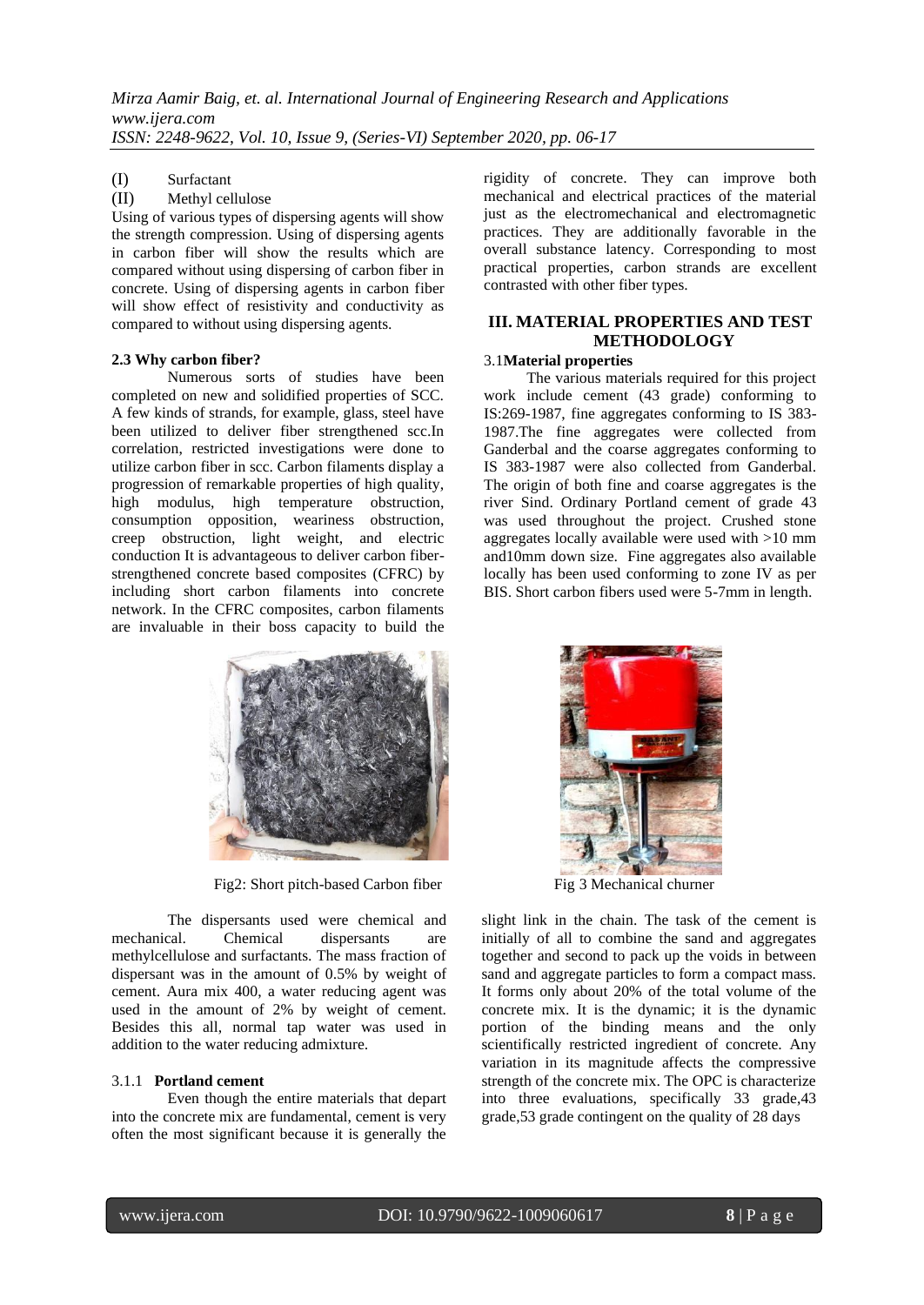(I) Surfactant

(II) Methyl cellulose

Using of various types of dispersing agents will show the strength compression. Using of dispersing agents in carbon fiber will show the results which are compared without using dispersing of carbon fiber in concrete. Using of dispersing agents in carbon fiber will show effect of resistivity and conductivity as compared to without using dispersing agents.

**2.3 Why carbon fiber?**

Numerous sorts of studies have been completed on new and solidified properties of SCC. A few kinds of strands, for example, glass, steel have been utilized to deliver fiber strengthened scc.In correlation, restricted investigations were done to utilize carbon fiber in scc. Carbon filaments display a progression of remarkable properties of high quality, high modulus, high temperature obstruction, consumption opposition, weariness obstruction, creep obstruction, light weight, and electric conduction It is advantageous to deliver carbon fiber-strengthened concrete based composites (CFRC) by including short carbon filaments into concrete network. In the CFRC composites, carbon filaments are invaluable in their boss capacity to build the rigidity of concrete. They can improve both mechanical and electrical practices of the material just as the electromechanical and electromagnetic practices. They are additionally favorable in the overall substance latency. Corresponding to most practical properties, carbon strands are excellent contrasted with other fiber types.

## III. MATERIAL PROPERTIES AND TEST METHODOLOGY

**3.1Material properties**

The various materials required for this project work include cement (43 grade) conforming to IS:269-1987, fine aggregates conforming to IS 383-1987.The fine aggregates were collected from Ganderbal and the coarse aggregates conforming to IS 383-1987 were also collected from Ganderbal. The origin of both fine and coarse aggregates is the river Sind. Ordinary Portland cement of grade 43 was used throughout the project. Crushed stone aggregates locally available were used with >10 mm and10mm down size. Fine aggregates also available locally has been used conforming to zone IV as per BIS. Short carbon fibers used were 5-7mm in length.

Fig2: Short pitch-based Carbon fiber

Fig 3 Mechanical churner

The dispersants used were chemical and mechanical. Chemical dispersants are methylcellulose and surfactants. The mass fraction of dispersant was in the amount of 0.5% by weight of cement. Aura mix 400, a water reducing agent was used in the amount of 2% by weight of cement. Besides this all, normal tap water was used in addition to the water reducing admixture.

**3.1.1 Portland cement**

Even though the entire materials that depart into the concrete mix are fundamental, cement is very often the most significant because it is generally the slight link in the chain. The task of the cement is initially of all to combine the sand and aggregates together and second to pack up the voids in between sand and aggregate particles to form a compact mass. It forms only about 20% of the total volume of the concrete mix. It is the dynamic; it is the dynamic portion of the binding means and the only scientifically restricted ingredient of concrete. Any variation in its magnitude affects the compressive strength of the concrete mix. The OPC is characterize into three evaluations, specifically 33 grade,43 grade,53 grade contingent on the quality of 28 days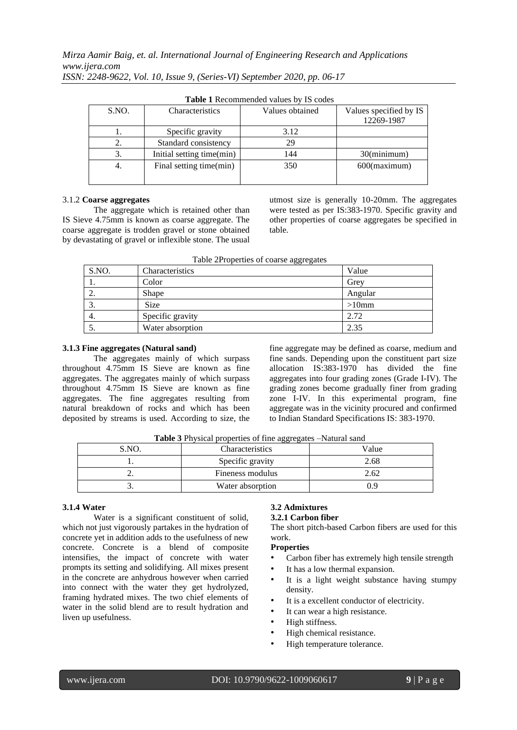**Table 1** Recommended values by IS codes

| S.NO. | Characteristics | Values obtained | Values specified by IS 12269-1987 |
|---|---|---|---|
| 1. | Specific gravity | 3.12 | |
| 2. | Standard consistency | 29 | |
| 3. | Initial setting time(min) | 144 | 30(minimum) |
| 4. | Final setting time(min) | 350 | 600(maximum) |

3.1.2 **Coarse aggregates**

The aggregate which is retained other than IS Sieve 4.75mm is known as coarse aggregate. The coarse aggregate is trodden gravel or stone obtained by devastating of gravel or inflexible stone. The usual utmost size is generally 10-20mm. The aggregates were tested as per IS:383-1970. Specific gravity and other properties of coarse aggregates be specified in table.

Table 2Properties of coarse aggregates

| S.NO. | Characteristics | Value |
|---|---|---|
| 1. | Color | Grey |
| 2. | Shape | Angular |
| 3. | Size | >10mm |
| 4. | Specific gravity | 2.72 |
| 5. | Water absorption | 2.35 |

**3.1.3 Fine aggregates (Natural sand)**

The aggregates mainly of which surpass throughout 4.75mm IS Sieve are known as fine aggregates. The aggregates mainly of which surpass throughout 4.75mm IS Sieve are known as fine aggregates. The fine aggregates resulting from natural breakdown of rocks and which has been deposited by streams is used. According to size, the fine aggregate may be defined as coarse, medium and fine sands. Depending upon the constituent part size allocation IS:383-1970 has divided the fine aggregates into four grading zones (Grade I-IV). The grading zones become gradually finer from grading zone I-IV. In this experimental program, fine aggregate was in the vicinity procured and confirmed to Indian Standard Specifications IS: 383-1970.

**Table 3** Physical properties of fine aggregates –Natural sand

| S.NO. | Characteristics | Value |
|---|---|---|
| 1. | Specific gravity | 2.68 |
| 2. | Fineness modulus | 2.62 |
| 3. | Water absorption | 0.9 |

**3.1.4 Water**

Water is a significant constituent of solid, which not just vigorously partakes in the hydration of concrete yet in addition adds to the usefulness of new concrete. Concrete is a blend of composite intensifies, the impact of concrete with water prompts its setting and solidifying. All mixes present in the concrete are anhydrous however when carried into connect with the water they get hydrolyzed, framing hydrated mixes. The two chief elements of water in the solid blend are to result hydration and liven up usefulness.

**3.2 Admixtures**

**3.2.1 Carbon fiber**

The short pitch-based Carbon fibers are used for this work.

**Properties**

- Carbon fiber has extremely high tensile strength
- It has a low thermal expansion.
- It is a light weight substance having stumpy density.
- It is a excellent conductor of electricity.
- It can wear a high resistance.
- High stiffness.
- High chemical resistance.
- High temperature tolerance.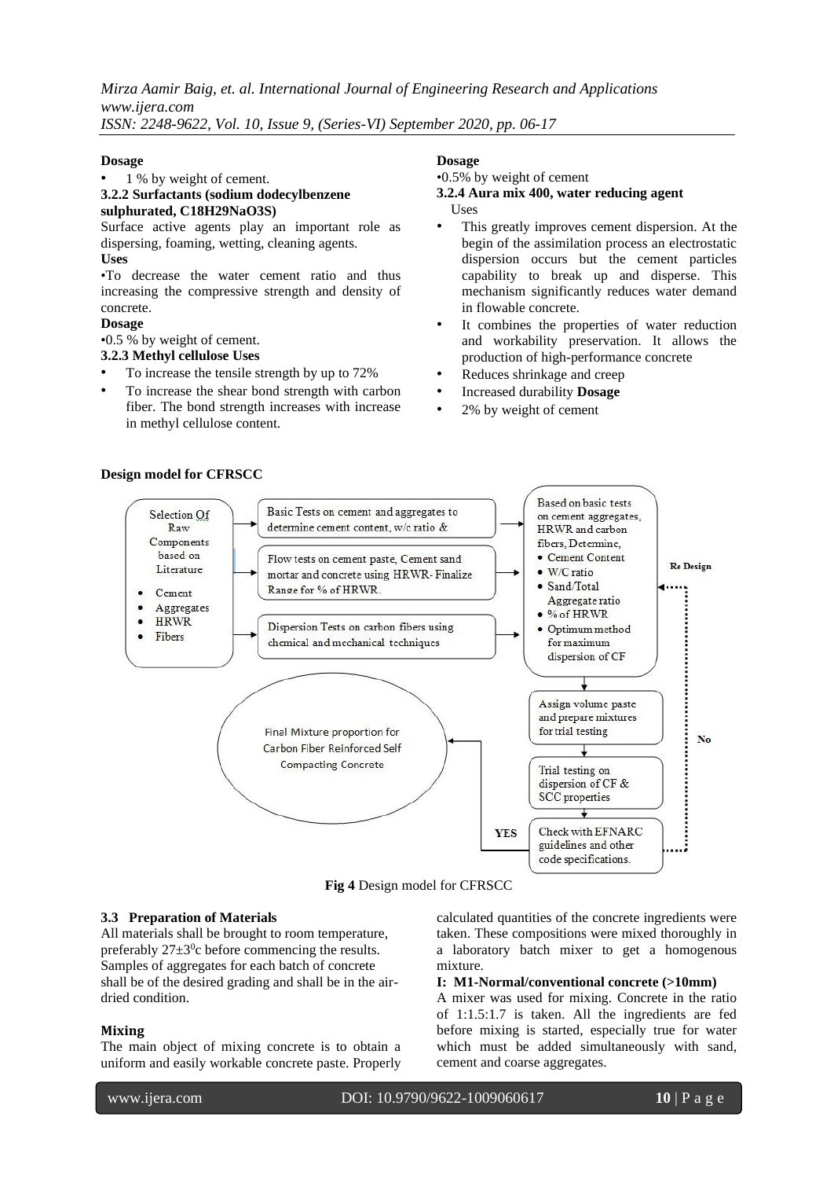**Dosage**

- 1 % by weight of cement.

**3.2.2 Surfactants (sodium dodecylbenzene sulphurated, C18H29NaO3S)**

Surface active agents play an important role as dispersing, foaming, wetting, cleaning agents.

**Uses**

•To decrease the water cement ratio and thus increasing the compressive strength and density of concrete.

**Dosage**

•0.5 % by weight of cement.

**3.2.3 Methyl cellulose Uses**

- To increase the tensile strength by up to 72%
- To increase the shear bond strength with carbon fiber. The bond strength increases with increase in methyl cellulose content.

**Dosage**

•0.5% by weight of cement

**3.2.4 Aura mix 400, water reducing agent**

Uses

- This greatly improves cement dispersion. At the begin of the assimilation process an electrostatic dispersion occurs but the cement particles capability to break up and disperse. This mechanism significantly reduces water demand in flowable concrete.
- It combines the properties of water reduction and workability preservation. It allows the production of high-performance concrete
- Reduces shrinkage and creep
- Increased durability **Dosage**
- 2% by weight of cement

**Design model for CFRSCC**

Selection Of Raw Components based on Literature
- Cement
- Aggregates
- HRWR
- Fibers

Basic Tests on cement and aggregates to determine cement content, w/c ratio &

Flow tests on cement paste, Cement sand mortar and concrete using HRWR- Finalize Range for % of HRWR.

Dispersion Tests on carbon fibers using chemical and mechanical techniques

Based on basic tests on cement aggregates, HRWR and carbon fibers, Determine,
- Cement Content
- W/C ratio
- Sand/Total Aggregate ratio
- % of HRWR
- Optimum method for maximum dispersion of CF

Assign volume paste and prepare mixtures for trial testing

Trial testing on dispersion of CF & SCC properties

Check with EFNARC guidelines and other code specifications.

YES → Final Mixture proportion for Carbon Fiber Reinforced Self Compacting Concrete

No → Re Design

**Fig 4** Design model for CFRSCC

**3.3 Preparation of Materials**

All materials shall be brought to room temperature, preferably $27\pm3^0$c before commencing the results. Samples of aggregates for each batch of concrete shall be of the desired grading and shall be in the air-dried condition.

**Mixing**

The main object of mixing concrete is to obtain a uniform and easily workable concrete paste. Properly calculated quantities of the concrete ingredients were taken. These compositions were mixed thoroughly in a laboratory batch mixer to get a homogenous mixture.

**I: M1-Normal/conventional concrete (>10mm)**

A mixer was used for mixing. Concrete in the ratio of 1:1.5:1.7 is taken. All the ingredients are fed before mixing is started, especially true for water which must be added simultaneously with sand, cement and coarse aggregates.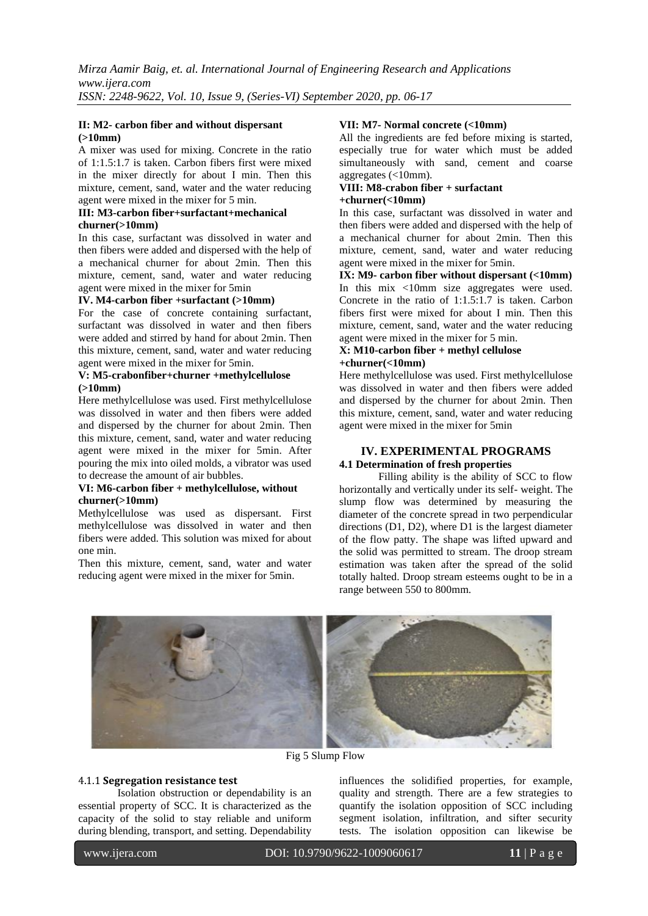**II: M2- carbon fiber and without dispersant (>10mm)**

A mixer was used for mixing. Concrete in the ratio of 1:1.5:1.7 is taken. Carbon fibers first were mixed in the mixer directly for about I min. Then this mixture, cement, sand, water and the water reducing agent were mixed in the mixer for 5 min.

**III: M3-carbon fiber+surfactant+mechanical churner(>10mm)**

In this case, surfactant was dissolved in water and then fibers were added and dispersed with the help of a mechanical churner for about 2min. Then this mixture, cement, sand, water and water reducing agent were mixed in the mixer for 5min

**IV. M4-carbon fiber +surfactant (>10mm)**

For the case of concrete containing surfactant, surfactant was dissolved in water and then fibers were added and stirred by hand for about 2min. Then this mixture, cement, sand, water and water reducing agent were mixed in the mixer for 5min.

**V: M5-crabonfiber+churner +methylcellulose (>10mm)**

Here methylcellulose was used. First methylcellulose was dissolved in water and then fibers were added and dispersed by the churner for about 2min. Then this mixture, cement, sand, water and water reducing agent were mixed in the mixer for 5min. After pouring the mix into oiled molds, a vibrator was used to decrease the amount of air bubbles.

**VI: M6-carbon fiber + methylcellulose, without churner(>10mm)**

Methylcellulose was used as dispersant. First methylcellulose was dissolved in water and then fibers were added. This solution was mixed for about one min.

Then this mixture, cement, sand, water and water reducing agent were mixed in the mixer for 5min.

**VII: M7- Normal concrete (<10mm)**

All the ingredients are fed before mixing is started, especially true for water which must be added simultaneously with sand, cement and coarse aggregates (<10mm).

**VIII: M8-crabon fiber + surfactant +churner(<10mm)**

In this case, surfactant was dissolved in water and then fibers were added and dispersed with the help of a mechanical churner for about 2min. Then this mixture, cement, sand, water and water reducing agent were mixed in the mixer for 5min.

**IX: M9- carbon fiber without dispersant (<10mm)**

In this mix <10mm size aggregates were used. Concrete in the ratio of 1:1.5:1.7 is taken. Carbon fibers first were mixed for about I min. Then this mixture, cement, sand, water and the water reducing agent were mixed in the mixer for 5 min.

**X: M10-carbon fiber + methyl cellulose +churner(<10mm)**

Here methylcellulose was used. First methylcellulose was dissolved in water and then fibers were added and dispersed by the churner for about 2min. Then this mixture, cement, sand, water and water reducing agent were mixed in the mixer for 5min

## IV. EXPERIMENTAL PROGRAMS

### 4.1 Determination of fresh properties

Filling ability is the ability of SCC to flow horizontally and vertically under its self- weight. The slump flow was determined by measuring the diameter of the concrete spread in two perpendicular directions (D1, D2), where D1 is the largest diameter of the flow patty. The shape was lifted upward and the solid was permitted to stream. The droop stream estimation was taken after the spread of the solid totally halted. Droop stream esteems ought to be in a range between 550 to 800mm.

Fig 5 Slump Flow

#### 4.1.1 Segregation resistance test

Isolation obstruction or dependability is an essential property of SCC. It is characterized as the capacity of the solid to stay reliable and uniform during blending, transport, and setting. Dependability influences the solidified properties, for example, quality and strength. There are a few strategies to quantify the isolation opposition of SCC including segment isolation, infiltration, and sifter security tests. The isolation opposition can likewise be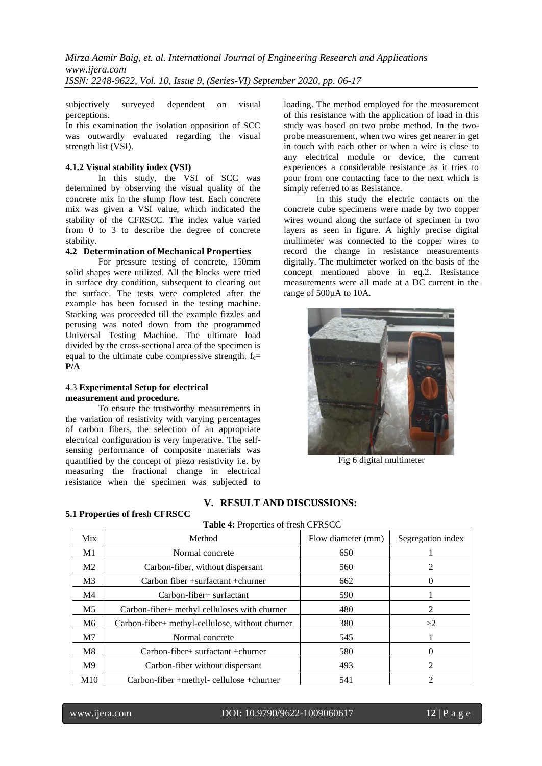subjectively surveyed dependent on visual perceptions.

In this examination the isolation opposition of SCC was outwardly evaluated regarding the visual strength list (VSI).

#### 4.1.2 Visual stability index (VSI)

In this study, the VSI of SCC was determined by observing the visual quality of the concrete mix in the slump flow test. Each concrete mix was given a VSI value, which indicated the stability of the CFRSCC. The index value varied from 0 to 3 to describe the degree of concrete stability.

### 4.2 Determination of Mechanical Properties

For pressure testing of concrete, 150mm solid shapes were utilized. All the blocks were tried in surface dry condition, subsequent to clearing out the surface. The tests were completed after the example has been focused in the testing machine. Stacking was proceeded till the example fizzles and perusing was noted down from the programmed Universal Testing Machine. The ultimate load divided by the cross-sectional area of the specimen is equal to the ultimate cube compressive strength. **$f_c$= P/A**

### 4.3 Experimental Setup for electrical measurement and procedure.

To ensure the trustworthy measurements in the variation of resistivity with varying percentages of carbon fibers, the selection of an appropriate electrical configuration is very imperative. The self-sensing performance of composite materials was quantified by the concept of piezo resistivity i.e. by measuring the fractional change in electrical resistance when the specimen was subjected to loading. The method employed for the measurement of this resistance with the application of load in this study was based on two probe method. In the two-probe measurement, when two wires get nearer in get in touch with each other or when a wire is close to any electrical module or device, the current experiences a considerable resistance as it tries to pour from one contacting face to the next which is simply referred to as Resistance.

In this study the electric contacts on the concrete cube specimens were made by two copper wires wound along the surface of specimen in two layers as seen in figure. A highly precise digital multimeter was connected to the copper wires to record the change in resistance measurements digitally. The multimeter worked on the basis of the concept mentioned above in eq.2. Resistance measurements were all made at a DC current in the range of 500µA to 10A.

Fig 6 digital multimeter

## V. RESULT AND DISCUSSIONS:

### 5.1 Properties of fresh CFRSCC

**Table 4:** Properties of fresh CFRSCC

| Mix | Method | Flow diameter (mm) | Segregation index |
|---|---|---|---|
| M1 | Normal concrete | 650 | 1 |
| M2 | Carbon-fiber, without dispersant | 560 | 2 |
| M3 | Carbon fiber +surfactant +churner | 662 | 0 |
| M4 | Carbon-fiber+ surfactant | 590 | 1 |
| M5 | Carbon-fiber+ methyl celluloses with churner | 480 | 2 |
| M6 | Carbon-fiber+ methyl-cellulose, without churner | 380 | >2 |
| M7 | Normal concrete | 545 | 1 |
| M8 | Carbon-fiber+ surfactant +churner | 580 | 0 |
| M9 | Carbon-fiber without dispersant | 493 | 2 |
| M10 | Carbon-fiber +methyl- cellulose +churner | 541 | 2 |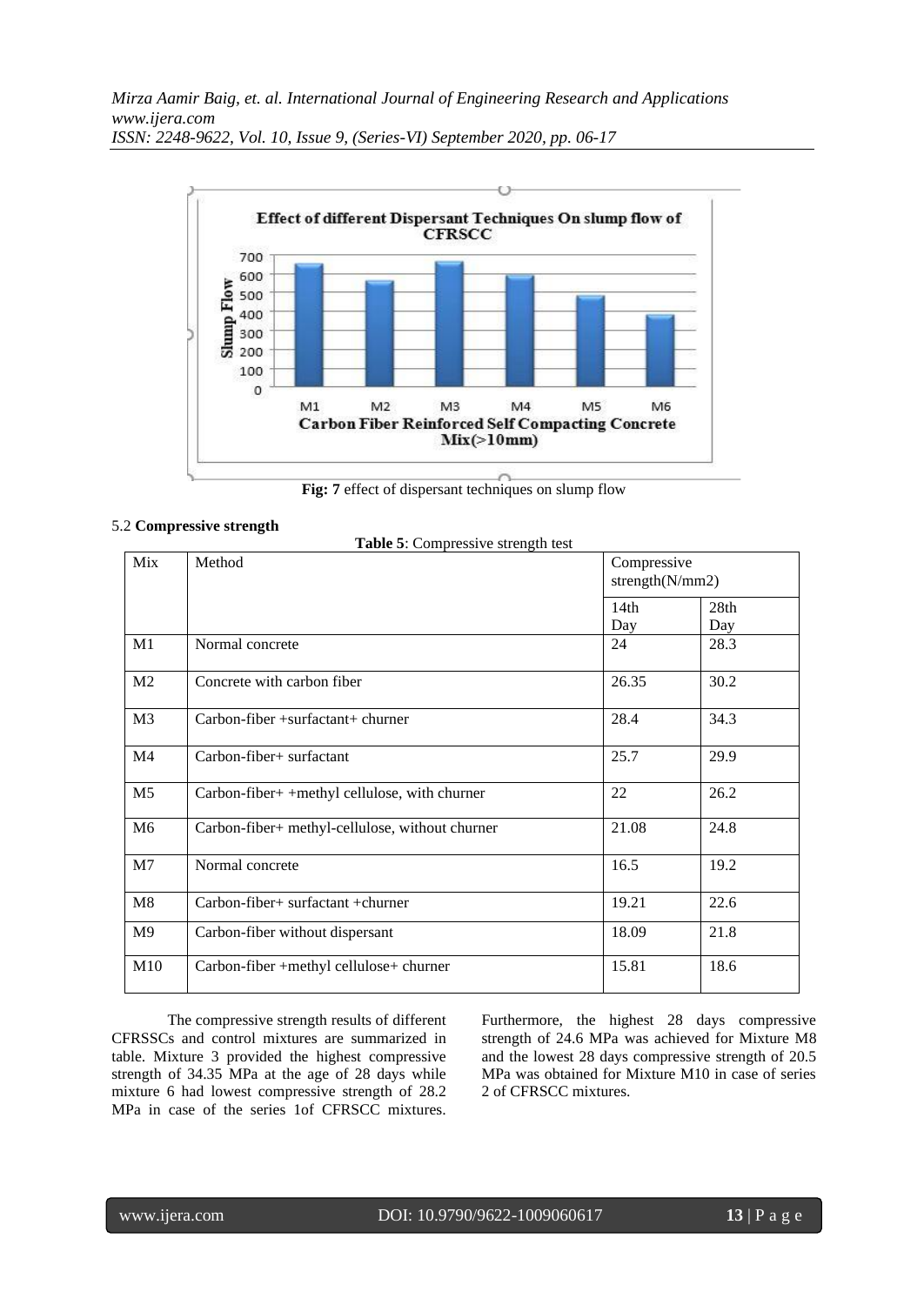Fig: 7 effect of dispersant techniques on slump flow

### 5.2 Compressive strength

**Table 5**: Compressive strength test

| Mix | Method | Compressive strength(N/mm2) | |
|---|---|---|---|
| | | 14th Day | 28th Day |
| M1 | Normal concrete | 24 | 28.3 |
| M2 | Concrete with carbon fiber | 26.35 | 30.2 |
| M3 | Carbon-fiber +surfactant+ churner | 28.4 | 34.3 |
| M4 | Carbon-fiber+ surfactant | 25.7 | 29.9 |
| M5 | Carbon-fiber+ +methyl cellulose, with churner | 22 | 26.2 |
| M6 | Carbon-fiber+ methyl-cellulose, without churner | 21.08 | 24.8 |
| M7 | Normal concrete | 16.5 | 19.2 |
| M8 | Carbon-fiber+ surfactant +churner | 19.21 | 22.6 |
| M9 | Carbon-fiber without dispersant | 18.09 | 21.8 |
| M10 | Carbon-fiber +methyl cellulose+ churner | 15.81 | 18.6 |

The compressive strength results of different CFRSSCs and control mixtures are summarized in table. Mixture 3 provided the highest compressive strength of 34.35 MPa at the age of 28 days while mixture 6 had lowest compressive strength of 28.2 MPa in case of the series 1of CFRSCC mixtures. Furthermore, the highest 28 days compressive strength of 24.6 MPa was achieved for Mixture M8 and the lowest 28 days compressive strength of 20.5 MPa was obtained for Mixture M10 in case of series 2 of CFRSCC mixtures.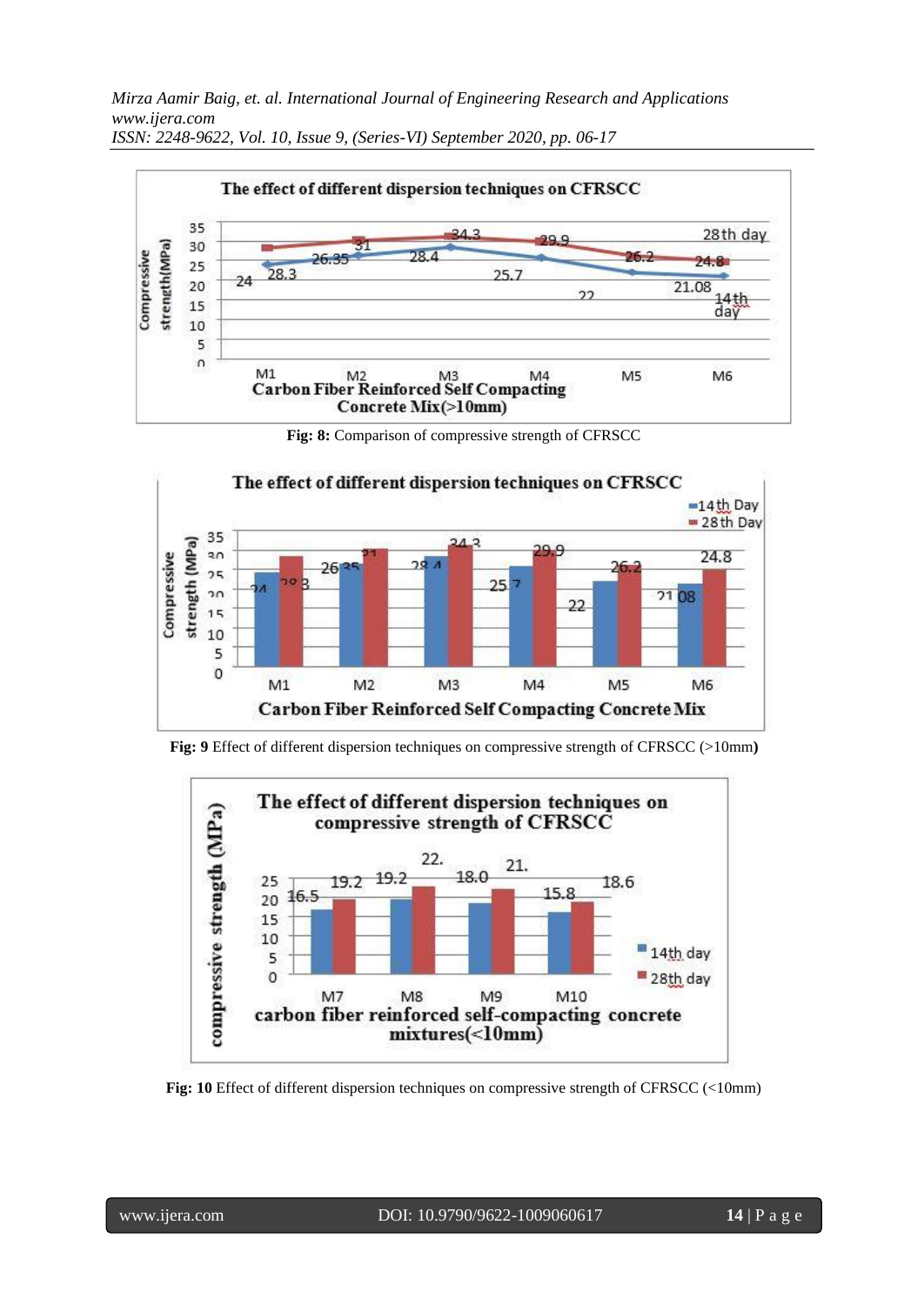Fig: 8: Comparison of compressive strength of CFRSCC

Fig: 9 Effect of different dispersion techniques on compressive strength of CFRSCC (>10mm)

Fig: 10 Effect of different dispersion techniques on compressive strength of CFRSCC (<10mm)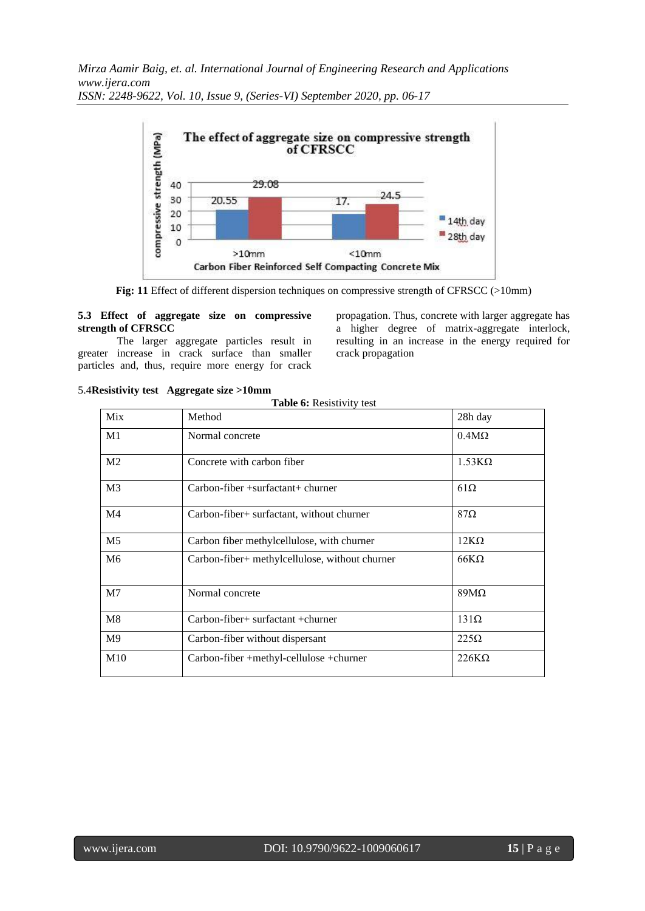Fig: 11 Effect of different dispersion techniques on compressive strength of CFRSCC (>10mm)

### 5.3 Effect of aggregate size on compressive strength of CFRSCC

The larger aggregate particles result in greater increase in crack surface than smaller particles and, thus, require more energy for crack propagation. Thus, concrete with larger aggregate has a higher degree of matrix-aggregate interlock, resulting in an increase in the energy required for crack propagation

### 5.4 Resistivity test Aggregate size >10mm

**Table 6:** Resistivity test

| Mix | Method | 28h day |
|---|---|---|
| M1 | Normal concrete | 0.4MΩ |
| M2 | Concrete with carbon fiber | 1.53KΩ |
| M3 | Carbon-fiber +surfactant+ churner | 61Ω |
| M4 | Carbon-fiber+ surfactant, without churner | 87Ω |
| M5 | Carbon fiber methylcellulose, with churner | 12KΩ |
| M6 | Carbon-fiber+ methylcellulose, without churner | 66KΩ |
| M7 | Normal concrete | 89MΩ |
| M8 | Carbon-fiber+ surfactant +churner | 131Ω |
| M9 | Carbon-fiber without dispersant | 225Ω |
| M10 | Carbon-fiber +methyl-cellulose +churner | 226KΩ |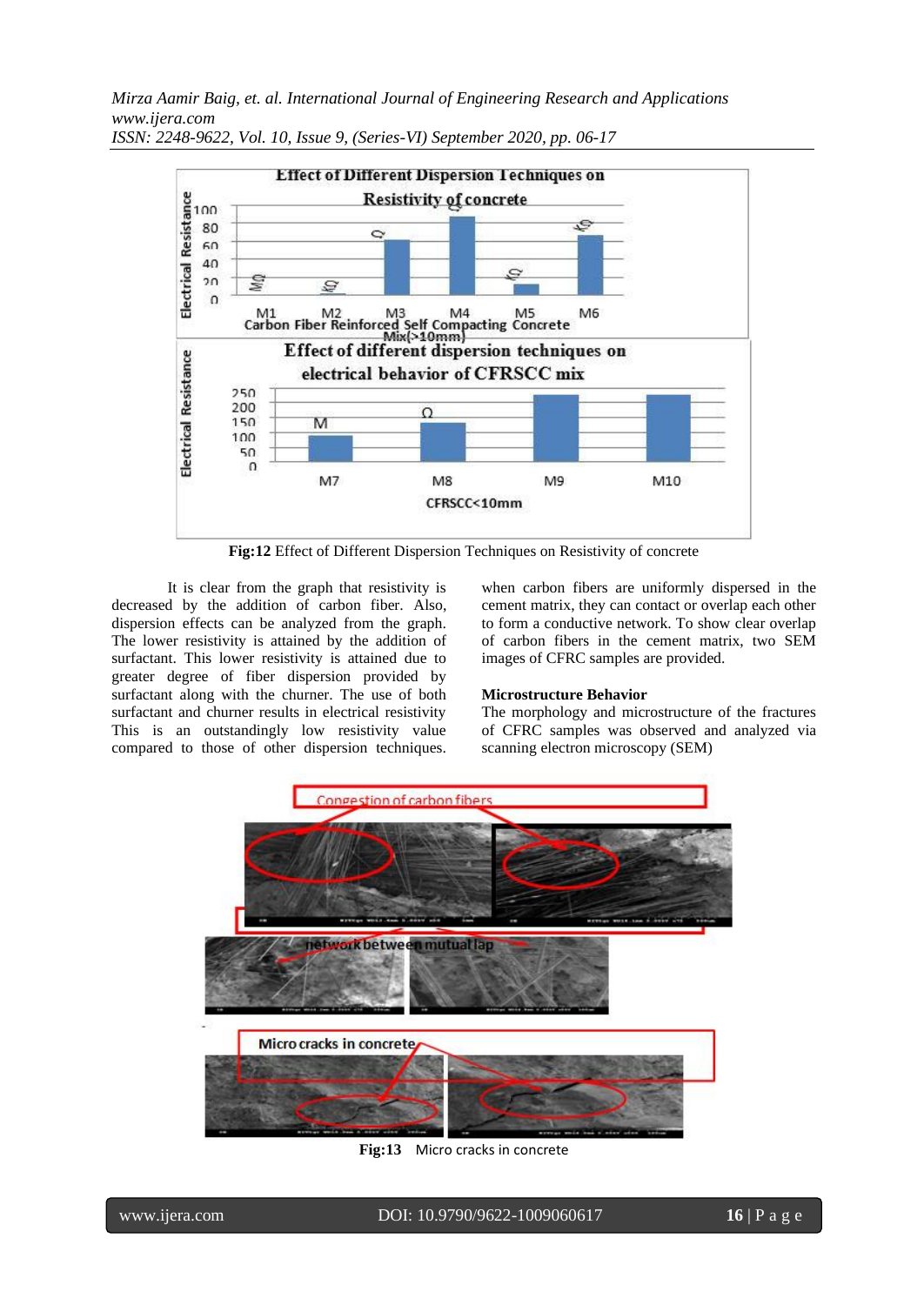**Fig:12** Effect of Different Dispersion Techniques on Resistivity of concrete

It is clear from the graph that resistivity is decreased by the addition of carbon fiber. Also, dispersion effects can be analyzed from the graph. The lower resistivity is attained by the addition of surfactant. This lower resistivity is attained due to greater degree of fiber dispersion provided by surfactant along with the churner. The use of both surfactant and churner results in electrical resistivity This is an outstandingly low resistivity value compared to those of other dispersion techniques. when carbon fibers are uniformly dispersed in the cement matrix, they can contact or overlap each other to form a conductive network. To show clear overlap of carbon fibers in the cement matrix, two SEM images of CFRC samples are provided.

**Microstructure Behavior**

The morphology and microstructure of the fractures of CFRC samples was observed and analyzed via scanning electron microscopy (SEM)

**Fig:13** Micro cracks in concrete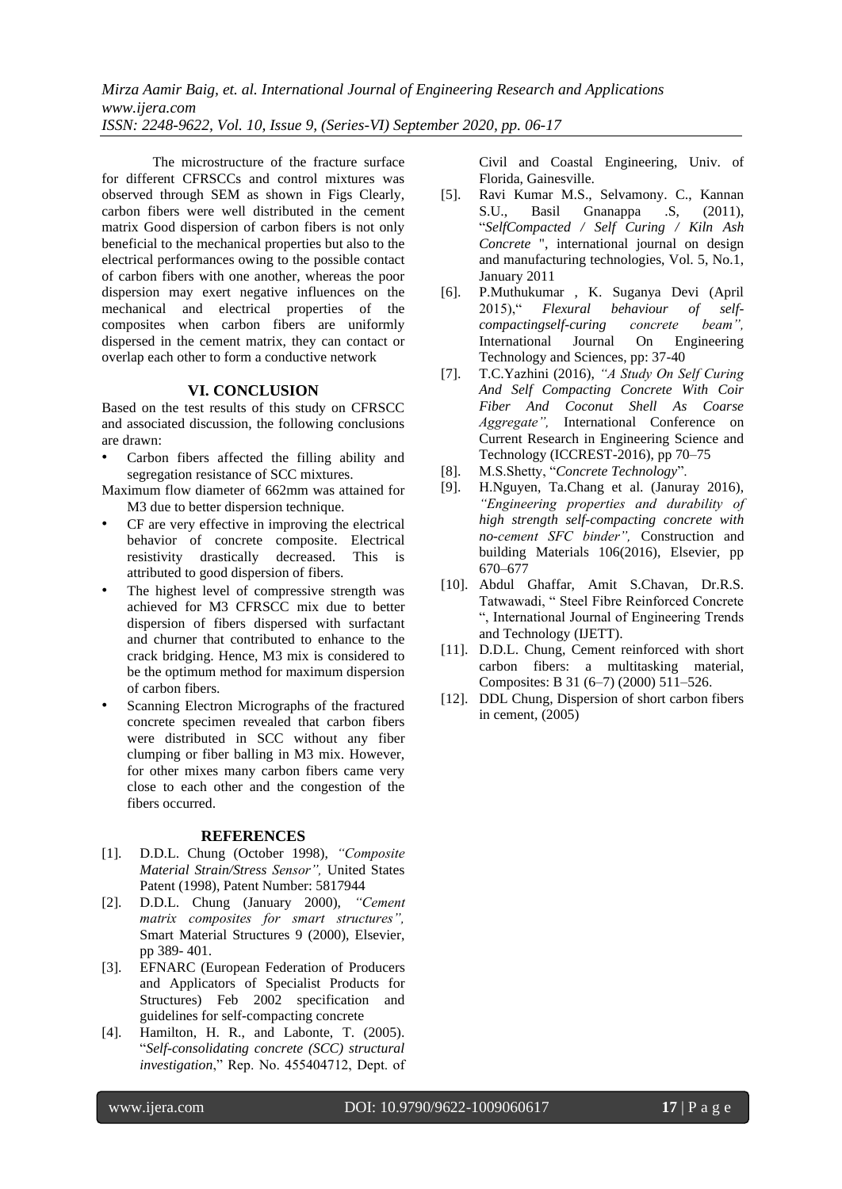The microstructure of the fracture surface for different CFRSCCs and control mixtures was observed through SEM as shown in Figs Clearly, carbon fibers were well distributed in the cement matrix Good dispersion of carbon fibers is not only beneficial to the mechanical properties but also to the electrical performances owing to the possible contact of carbon fibers with one another, whereas the poor dispersion may exert negative influences on the mechanical and electrical properties of the composites when carbon fibers are uniformly dispersed in the cement matrix, they can contact or overlap each other to form a conductive network

## VI. CONCLUSION

Based on the test results of this study on CFRSCC and associated discussion, the following conclusions are drawn:

- Carbon fibers affected the filling ability and segregation resistance of SCC mixtures.

Maximum flow diameter of 662mm was attained for M3 due to better dispersion technique.

- CF are very effective in improving the electrical behavior of concrete composite. Electrical resistivity drastically decreased. This is attributed to good dispersion of fibers.
- The highest level of compressive strength was achieved for M3 CFRSCC mix due to better dispersion of fibers dispersed with surfactant and churner that contributed to enhance to the crack bridging. Hence, M3 mix is considered to be the optimum method for maximum dispersion of carbon fibers.
- Scanning Electron Micrographs of the fractured concrete specimen revealed that carbon fibers were distributed in SCC without any fiber clumping or fiber balling in M3 mix. However, for other mixes many carbon fibers came very close to each other and the congestion of the fibers occurred.

## REFERENCES

[1]. D.D.L. Chung (October 1998), *"Composite Material Strain/Stress Sensor",* United States Patent (1998), Patent Number: 5817944

[2]. D.D.L. Chung (January 2000), *"Cement matrix composites for smart structures",* Smart Material Structures 9 (2000), Elsevier, pp 389- 401.

[3]. EFNARC (European Federation of Producers and Applicators of Specialist Products for Structures) Feb 2002 specification and guidelines for self-compacting concrete

[4]. Hamilton, H. R., and Labonte, T. (2005). "*Self-consolidating concrete (SCC) structural investigation*," Rep. No. 455404712, Dept. of Civil and Coastal Engineering, Univ. of Florida, Gainesville.

[5]. Ravi Kumar M.S., Selvamony. C., Kannan S.U., Basil Gnanappa .S, (2011), "*SelfCompacted / Self Curing / Kiln Ash Concrete* ", international journal on design and manufacturing technologies, Vol. 5, No.1, January 2011

[6]. P.Muthukumar , K. Suganya Devi (April 2015)," *Flexural behaviour of self-compactingself-curing concrete beam",* International Journal On Engineering Technology and Sciences, pp: 37-40

[7]. T.C.Yazhini (2016), *"A Study On Self Curing And Self Compacting Concrete With Coir Fiber And Coconut Shell As Coarse Aggregate",* International Conference on Current Research in Engineering Science and Technology (ICCREST-2016), pp 70–75

[8]. M.S.Shetty, "*Concrete Technology*".

[9]. H.Nguyen, Ta.Chang et al. (Januray 2016), *"Engineering properties and durability of high strength self-compacting concrete with no-cement SFC binder",* Construction and building Materials 106(2016), Elsevier, pp 670–677

[10]. Abdul Ghaffar, Amit S.Chavan, Dr.R.S. Tatwawadi, " Steel Fibre Reinforced Concrete ", International Journal of Engineering Trends and Technology (IJETT).

[11]. D.D.L. Chung, Cement reinforced with short carbon fibers: a multitasking material, Composites: B 31 (6–7) (2000) 511–526.

[12]. DDL Chung, Dispersion of short carbon fibers in cement, (2005)